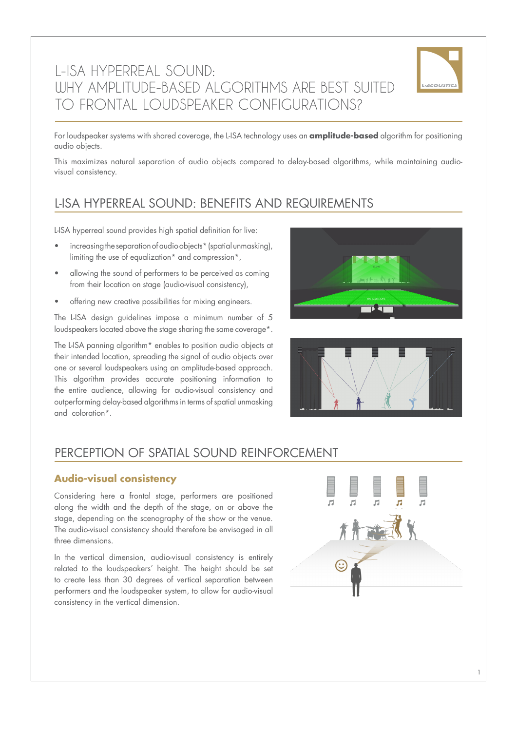# L-ISA HYPERREAL SOUND: WHY AMPLITUDE-BASED ALGORITHMS ARE BEST SUITED TO FRONTAL LOUDSPEAKER CONFIGURATIONS?

For loudspeaker systems with shared coverage, the L-ISA technology uses an **amplitude-based** algorithm for positioning audio objects.

This maximizes natural separation of audio objects compared to delay-based algorithms, while maintaining audio-visual consistency.

## L-ISA HYPERREAL SOUND: BENEFITS AND REQUIREMENTS

L-ISA hyperreal sound provides high spatial definition for live:

- increasing the separation of audio objects* (spatial unmasking), limiting the use of equalization* and compression*,
- allowing the sound of performers to be perceived as coming from their location on stage (audio-visual consistency),
- offering new creative possibilities for mixing engineers.

The L-ISA design guidelines impose a minimum number of 5 loudspeakers located above the stage sharing the same coverage*.

The L-ISA panning algorithm* enables to position audio objects at their intended location, spreading the signal of audio objects over one or several loudspeakers using an amplitude-based approach. This algorithm provides accurate positioning information to the entire audience, allowing for audio-visual consistency and outperforming delay-based algorithms in terms of spatial unmasking and coloration*.

## PERCEPTION OF SPATIAL SOUND REINFORCEMENT

### Audio-visual consistency

Considering here a frontal stage, performers are positioned along the width and the depth of the stage, on or above the stage, depending on the scenography of the show or the venue. The audio-visual consistency should therefore be envisaged in all three dimensions.

In the vertical dimension, audio-visual consistency is entirely related to the loudspeakers' height. The height should be set to create less than 30 degrees of vertical separation between performers and the loudspeaker system, to allow for audio-visual consistency in the vertical dimension.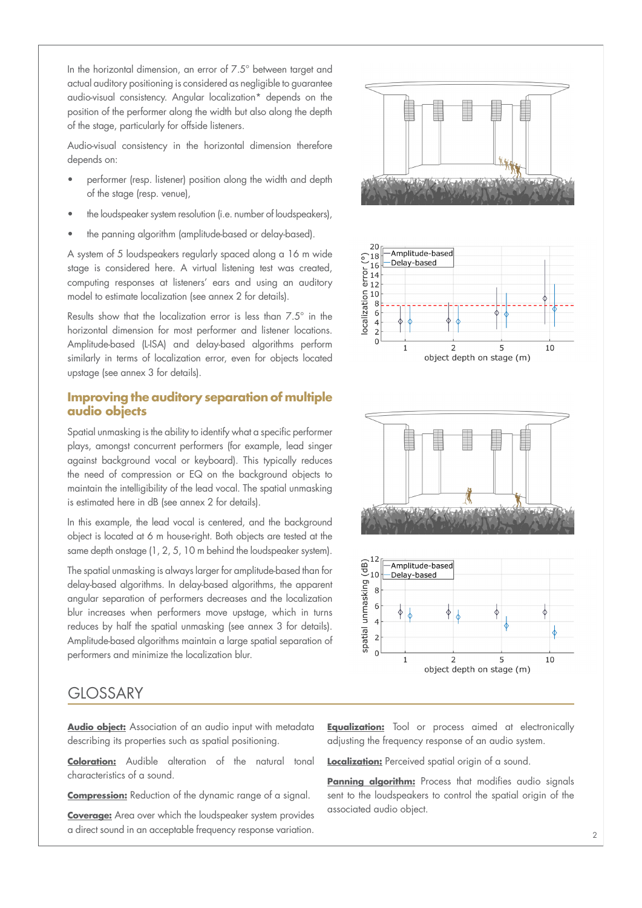In the horizontal dimension, an error of 7.5° between target and actual auditory positioning is considered as negligible to guarantee audio-visual consistency. Angular localization* depends on the position of the performer along the width but also along the depth of the stage, particularly for offside listeners.

Audio-visual consistency in the horizontal dimension therefore depends on:

- performer (resp. listener) position along the width and depth of the stage (resp. venue),
- the loudspeaker system resolution (i.e. number of loudspeakers),
- the panning algorithm (amplitude-based or delay-based).

A system of 5 loudspeakers regularly spaced along a 16 m wide stage is considered here. A virtual listening test was created, computing responses at listeners' ears and using an auditory model to estimate localization (see annex 2 for details).

Results show that the localization error is less than 7.5° in the horizontal dimension for most performer and listener locations. Amplitude-based (L-ISA) and delay-based algorithms perform similarly in terms of localization error, even for objects located upstage (see annex 3 for details).

## Improving the auditory separation of multiple audio objects

Spatial unmasking is the ability to identify what a specific performer plays, amongst concurrent performers (for example, lead singer against background vocal or keyboard). This typically reduces the need of compression or EQ on the background objects to maintain the intelligibility of the lead vocal. The spatial unmasking is estimated here in dB (see annex 2 for details).

In this example, the lead vocal is centered, and the background object is located at 6 m house-right. Both objects are tested at the same depth onstage (1, 2, 5, 10 m behind the loudspeaker system).

The spatial unmasking is always larger for amplitude-based than for delay-based algorithms. In delay-based algorithms, the apparent angular separation of performers decreases and the localization blur increases when performers move upstage, which in turns reduces by half the spatial unmasking (see annex 3 for details). Amplitude-based algorithms maintain a large spatial separation of performers and minimize the localization blur.

# GLOSSARY

**Audio object:** Association of an audio input with metadata describing its properties such as spatial positioning.

**Coloration:** Audible alteration of the natural tonal characteristics of a sound.

**Compression:** Reduction of the dynamic range of a signal.

**Coverage:** Area over which the loudspeaker system provides a direct sound in an acceptable frequency response variation.

**Equalization:** Tool or process aimed at electronically adjusting the frequency response of an audio system.

**Localization:** Perceived spatial origin of a sound.

**Panning algorithm:** Process that modifies audio signals sent to the loudspeakers to control the spatial origin of the associated audio object.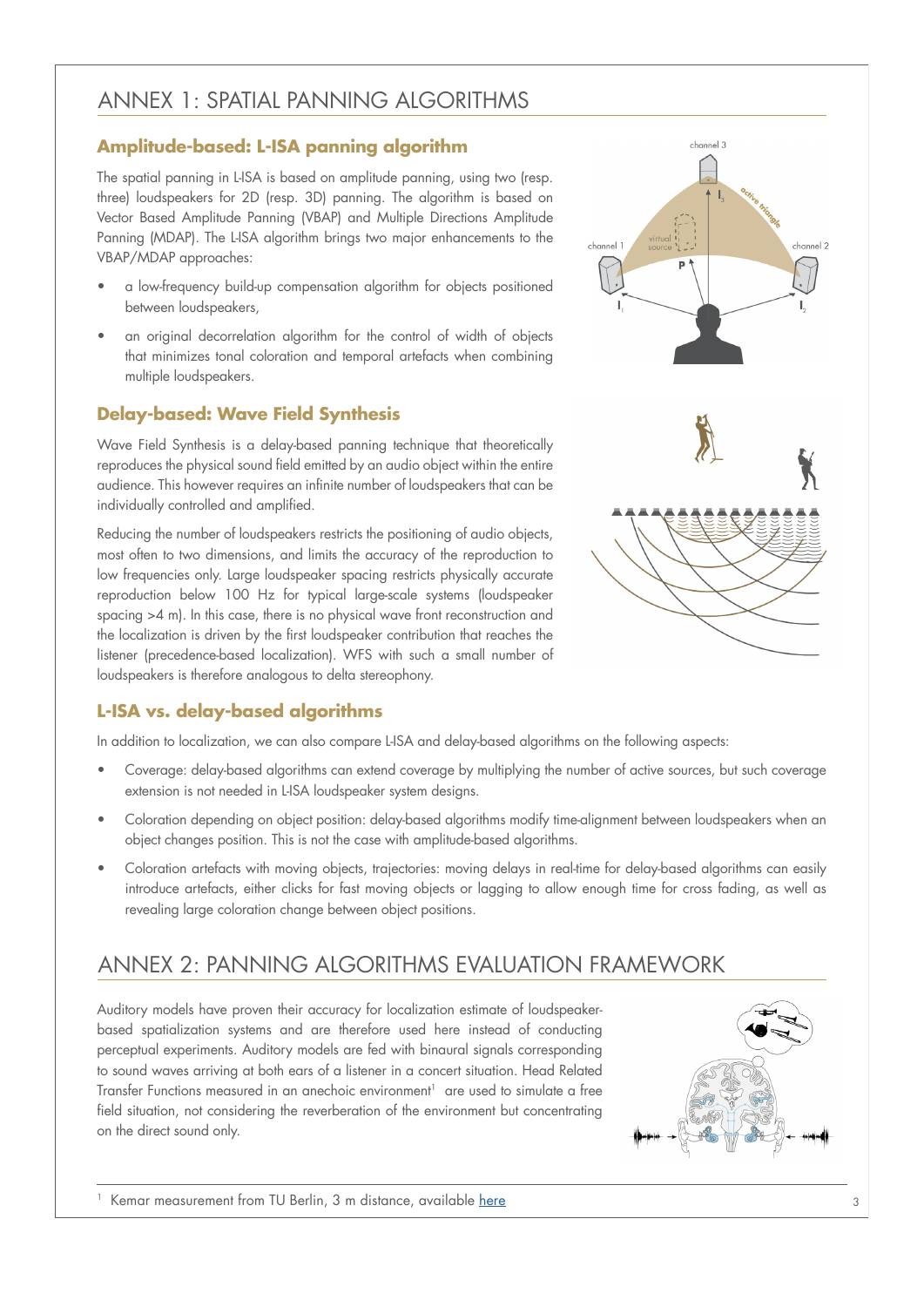# ANNEX 1: SPATIAL PANNING ALGORITHMS

## Amplitude-based: L-ISA panning algorithm

The spatial panning in L-ISA is based on amplitude panning, using two (resp. three) loudspeakers for 2D (resp. 3D) panning. The algorithm is based on Vector Based Amplitude Panning (VBAP) and Multiple Directions Amplitude Panning (MDAP). The L-ISA algorithm brings two major enhancements to the VBAP/MDAP approaches:

- a low-frequency build-up compensation algorithm for objects positioned between loudspeakers,
- an original decorrelation algorithm for the control of width of objects that minimizes tonal coloration and temporal artefacts when combining multiple loudspeakers.

## Delay-based: Wave Field Synthesis

Wave Field Synthesis is a delay-based panning technique that theoretically reproduces the physical sound field emitted by an audio object within the entire audience. This however requires an infinite number of loudspeakers that can be individually controlled and amplified.

Reducing the number of loudspeakers restricts the positioning of audio objects, most often to two dimensions, and limits the accuracy of the reproduction to low frequencies only. Large loudspeaker spacing restricts physically accurate reproduction below 100 Hz for typical large-scale systems (loudspeaker spacing >4 m). In this case, there is no physical wave front reconstruction and the localization is driven by the first loudspeaker contribution that reaches the listener (precedence-based localization). WFS with such a small number of loudspeakers is therefore analogous to delta stereophony.

## L-ISA vs. delay-based algorithms

In addition to localization, we can also compare L-ISA and delay-based algorithms on the following aspects:

- Coverage: delay-based algorithms can extend coverage by multiplying the number of active sources, but such coverage extension is not needed in L-ISA loudspeaker system designs.
- Coloration depending on object position: delay-based algorithms modify time-alignment between loudspeakers when an object changes position. This is not the case with amplitude-based algorithms.
- Coloration artefacts with moving objects, trajectories: moving delays in real-time for delay-based algorithms can easily introduce artefacts, either clicks for fast moving objects or lagging to allow enough time for cross fading, as well as revealing large coloration change between object positions.

# ANNEX 2: PANNING ALGORITHMS EVALUATION FRAMEWORK

Auditory models have proven their accuracy for localization estimate of loudspeaker-based spatialization systems and are therefore used here instead of conducting perceptual experiments. Auditory models are fed with binaural signals corresponding to sound waves arriving at both ears of a listener in a concert situation. Head Related Transfer Functions measured in an anechoic environment[1] are used to simulate a free field situation, not considering the reverberation of the environment but concentrating on the direct sound only.

[1] Kemar measurement from TU Berlin, 3 m distance, available here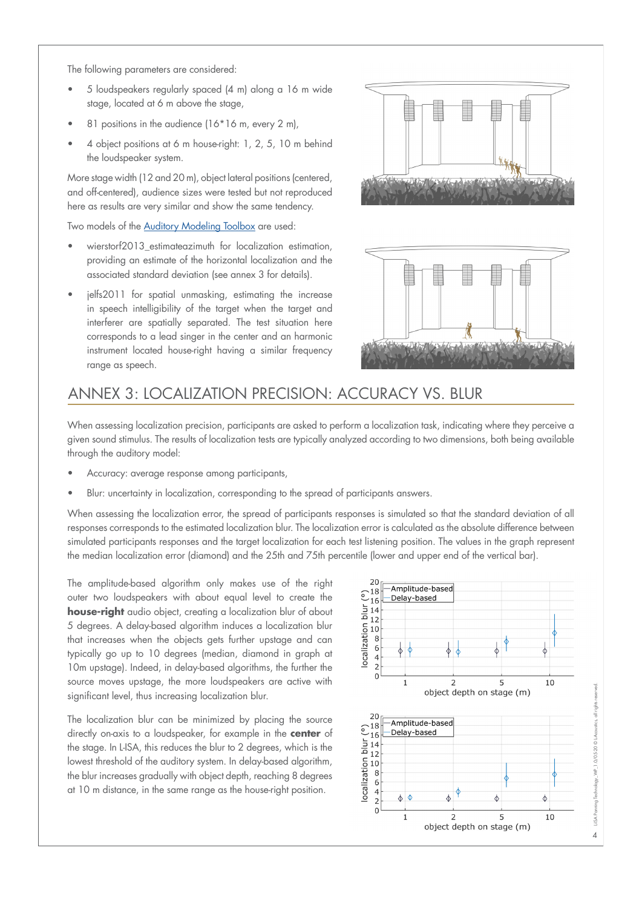The following parameters are considered:

- 5 loudspeakers regularly spaced (4 m) along a 16 m wide stage, located at 6 m above the stage,
- 81 positions in the audience (16*16 m, every 2 m),
- 4 object positions at 6 m house-right: 1, 2, 5, 10 m behind the loudspeaker system.

More stage width (12 and 20 m), object lateral positions (centered, and off-centered), audience sizes were tested but not reproduced here as results are very similar and show the same tendency.

Two models of the Auditory Modeling Toolbox are used:

- wierstorf2013_estimateazimuth for localization estimation, providing an estimate of the horizontal localization and the associated standard deviation (see annex 3 for details).
- jelfs2011 for spatial unmasking, estimating the increase in speech intelligibility of the target when the target and interferer are spatially separated. The test situation here corresponds to a lead singer in the center and an harmonic instrument located house-right having a similar frequency range as speech.

## ANNEX 3: LOCALIZATION PRECISION: ACCURACY VS. BLUR

When assessing localization precision, participants are asked to perform a localization task, indicating where they perceive a given sound stimulus. The results of localization tests are typically analyzed according to two dimensions, both being available through the auditory model:

- Accuracy: average response among participants,
- Blur: uncertainty in localization, corresponding to the spread of participants answers.

When assessing the localization error, the spread of participants responses is simulated so that the standard deviation of all responses corresponds to the estimated localization blur. The localization error is calculated as the absolute difference between simulated participants responses and the target localization for each test listening position. The values in the graph represent the median localization error (diamond) and the 25th and 75th percentile (lower and upper end of the vertical bar).

The amplitude-based algorithm only makes use of the right outer two loudspeakers with about equal level to create the **house-right** audio object, creating a localization blur of about 5 degrees. A delay-based algorithm induces a localization blur that increases when the objects gets further upstage and can typically go up to 10 degrees (median, diamond in graph at 10m upstage). Indeed, in delay-based algorithms, the further the source moves upstage, the more loudspeakers are active with significant level, thus increasing localization blur.

Amplitude-based
Delay-based
localization blur (°)
0 2 4 6 8 10 12 14 16 18 20
1 2 5 10
object depth on stage (m)

The localization blur can be minimized by placing the source directly on-axis to a loudspeaker, for example in the **center** of the stage. In L-ISA, this reduces the blur to 2 degrees, which is the lowest threshold of the auditory system. In delay-based algorithm, the blur increases gradually with object depth, reaching 8 degrees at 10 m distance, in the same range as the house-right position.

Amplitude-based
Delay-based
localization blur (°)
0 2 4 6 8 10 12 14 16 18 20
1 2 5 10
object depth on stage (m)